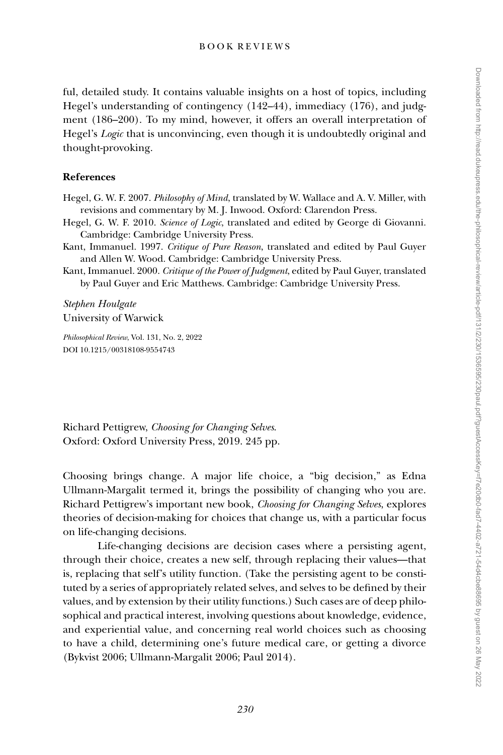ful, detailed study. It contains valuable insights on a host of topics, including Hegel's understanding of contingency (142–44), immediacy (176), and judgment (186–200). To my mind, however, it offers an overall interpretation of Hegel's *Logic* that is unconvincing, even though it is undoubtedly original and thought-provoking.

**References**

Hegel, G. W. F. 2007. *Philosophy of Mind*, translated by W. Wallace and A. V. Miller, with revisions and commentary by M. J. Inwood. Oxford: Clarendon Press.

Hegel, G. W. F. 2010. *Science of Logic*, translated and edited by George di Giovanni. Cambridge: Cambridge University Press.

Kant, Immanuel. 1997. *Critique of Pure Reason*, translated and edited by Paul Guyer and Allen W. Wood. Cambridge: Cambridge University Press.

Kant, Immanuel. 2000. *Critique of the Power of Judgment*, edited by Paul Guyer, translated by Paul Guyer and Eric Matthews. Cambridge: Cambridge University Press.

*Stephen Houlgate*
University of Warwick

*Philosophical Review*, Vol. 131, No. 2, 2022
DOI 10.1215/00318108-9554743

Richard Pettigrew, *Choosing for Changing Selves*.
Oxford: Oxford University Press, 2019. 245 pp.

Choosing brings change. A major life choice, a "big decision," as Edna Ullmann-Margalit termed it, brings the possibility of changing who you are. Richard Pettigrew's important new book, *Choosing for Changing Selves*, explores theories of decision-making for choices that change us, with a particular focus on life-changing decisions.

Life-changing decisions are decision cases where a persisting agent, through their choice, creates a new self, through replacing their values—that is, replacing that self's utility function. (Take the persisting agent to be constituted by a series of appropriately related selves, and selves to be defined by their values, and by extension by their utility functions.) Such cases are of deep philosophical and practical interest, involving questions about knowledge, evidence, and experiential value, and concerning real world choices such as choosing to have a child, determining one's future medical care, or getting a divorce (Bykvist 2006; Ullmann-Margalit 2006; Paul 2014).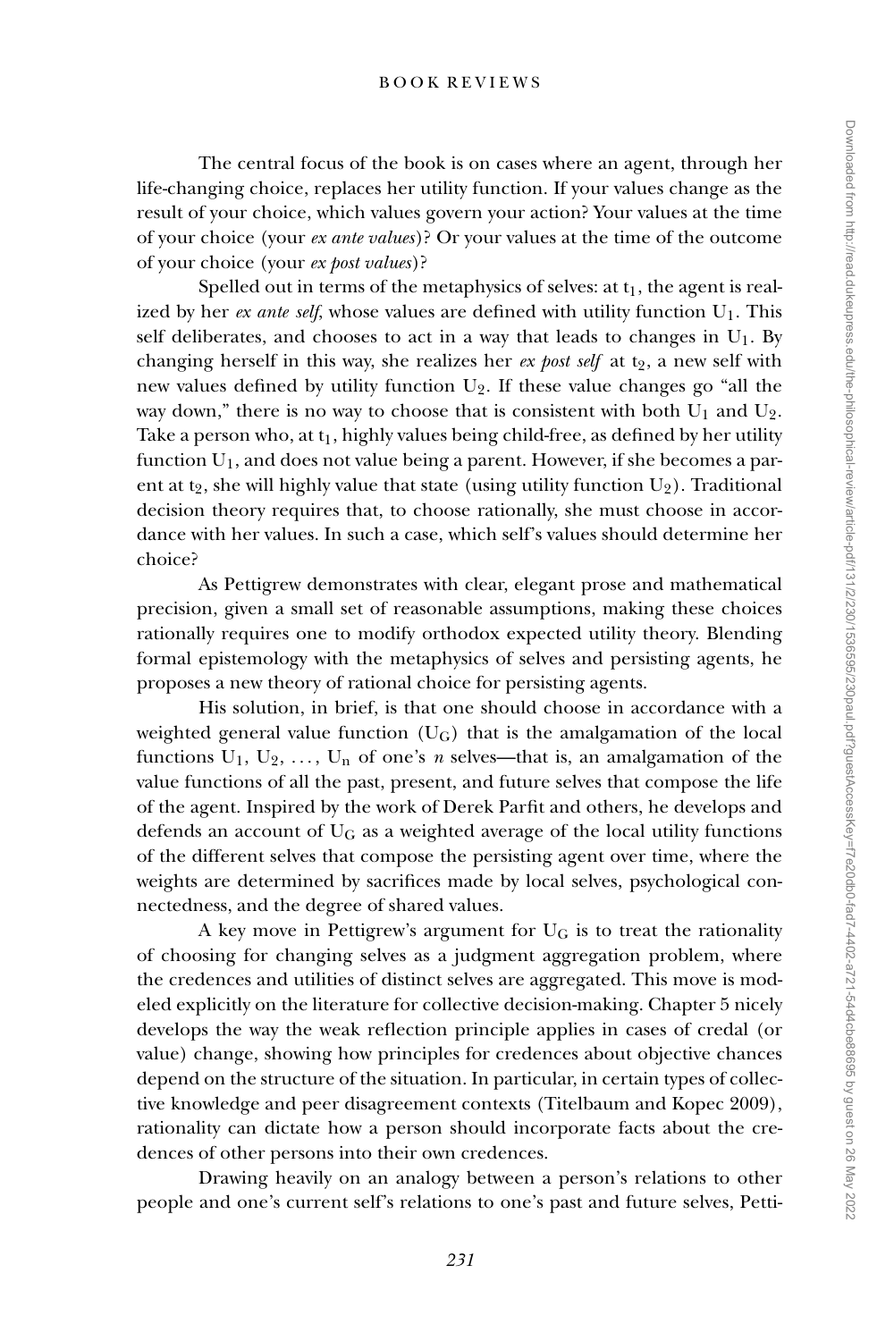The central focus of the book is on cases where an agent, through her life-changing choice, replaces her utility function. If your values change as the result of your choice, which values govern your action? Your values at the time of your choice (your *ex ante values*)? Or your values at the time of the outcome of your choice (your *ex post values*)?

Spelled out in terms of the metaphysics of selves: at $t_1$, the agent is realized by her *ex ante self*, whose values are defined with utility function $U_1$. This self deliberates, and chooses to act in a way that leads to changes in $U_1$. By changing herself in this way, she realizes her *ex post self* at $t_2$, a new self with new values defined by utility function $U_2$. If these value changes go "all the way down," there is no way to choose that is consistent with both $U_1$ and $U_2$. Take a person who, at $t_1$, highly values being child-free, as defined by her utility function $U_1$, and does not value being a parent. However, if she becomes a parent at $t_2$, she will highly value that state (using utility function $U_2$). Traditional decision theory requires that, to choose rationally, she must choose in accordance with her values. In such a case, which self's values should determine her choice?

As Pettigrew demonstrates with clear, elegant prose and mathematical precision, given a small set of reasonable assumptions, making these choices rationally requires one to modify orthodox expected utility theory. Blending formal epistemology with the metaphysics of selves and persisting agents, he proposes a new theory of rational choice for persisting agents.

His solution, in brief, is that one should choose in accordance with a weighted general value function ($U_G$) that is the amalgamation of the local functions $U_1$, $U_2$, $\ldots$, $U_n$ of one's *n* selves—that is, an amalgamation of the value functions of all the past, present, and future selves that compose the life of the agent. Inspired by the work of Derek Parfit and others, he develops and defends an account of $U_G$ as a weighted average of the local utility functions of the different selves that compose the persisting agent over time, where the weights are determined by sacrifices made by local selves, psychological connectedness, and the degree of shared values.

A key move in Pettigrew's argument for $U_G$ is to treat the rationality of choosing for changing selves as a judgment aggregation problem, where the credences and utilities of distinct selves are aggregated. This move is modeled explicitly on the literature for collective decision-making. Chapter 5 nicely develops the way the weak reflection principle applies in cases of credal (or value) change, showing how principles for credences about objective chances depend on the structure of the situation. In particular, in certain types of collective knowledge and peer disagreement contexts (Titelbaum and Kopec 2009), rationality can dictate how a person should incorporate facts about the credences of other persons into their own credences.

Drawing heavily on an analogy between a person's relations to other people and one's current self's relations to one's past and future selves, Petti-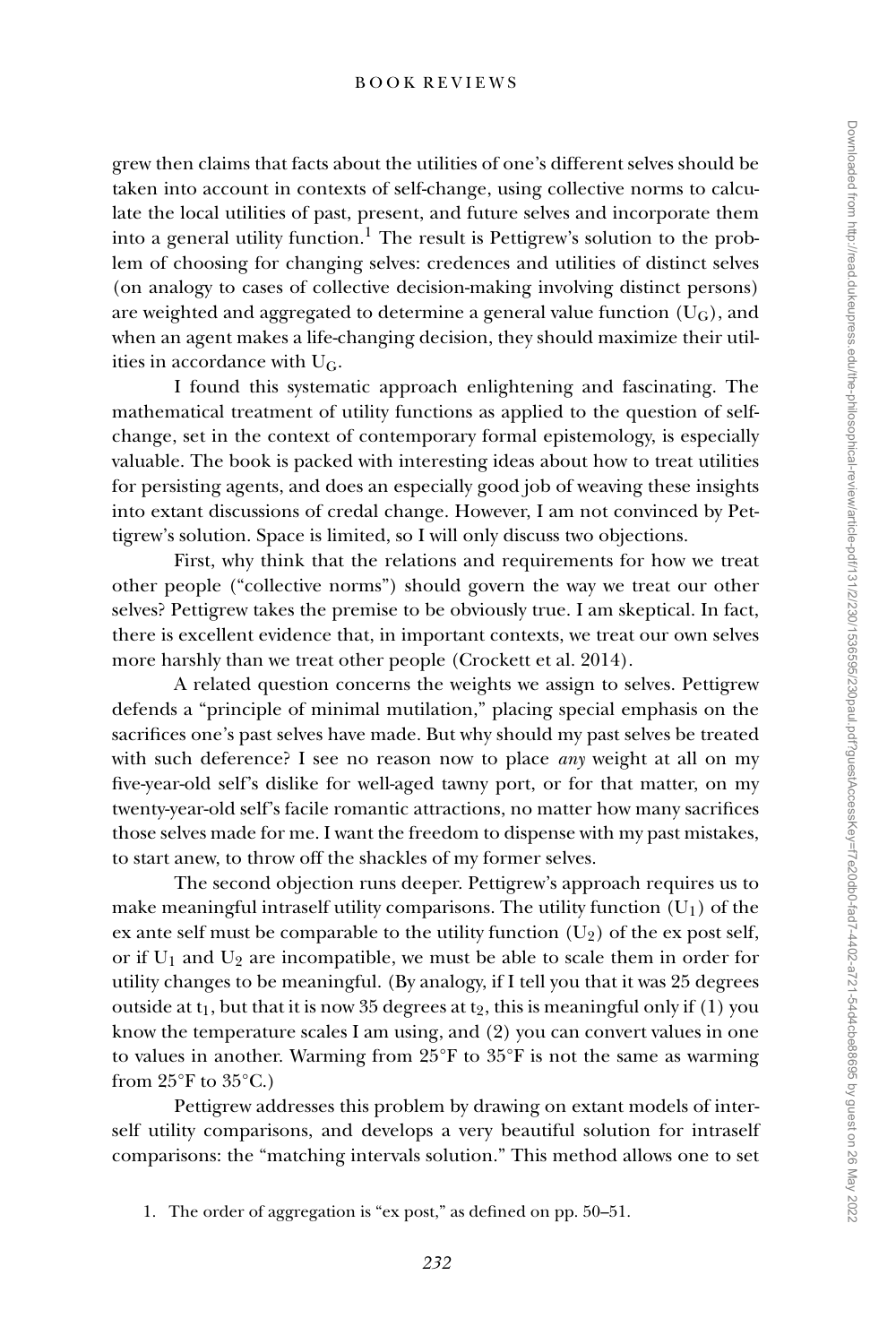grew then claims that facts about the utilities of one's different selves should be taken into account in contexts of self-change, using collective norms to calculate the local utilities of past, present, and future selves and incorporate them into a general utility function.[1] The result is Pettigrew's solution to the problem of choosing for changing selves: credences and utilities of distinct selves (on analogy to cases of collective decision-making involving distinct persons) are weighted and aggregated to determine a general value function ($U_G$), and when an agent makes a life-changing decision, they should maximize their utilities in accordance with $U_G$.

I found this systematic approach enlightening and fascinating. The mathematical treatment of utility functions as applied to the question of self-change, set in the context of contemporary formal epistemology, is especially valuable. The book is packed with interesting ideas about how to treat utilities for persisting agents, and does an especially good job of weaving these insights into extant discussions of credal change. However, I am not convinced by Pettigrew's solution. Space is limited, so I will only discuss two objections.

First, why think that the relations and requirements for how we treat other people ("collective norms") should govern the way we treat our other selves? Pettigrew takes the premise to be obviously true. I am skeptical. In fact, there is excellent evidence that, in important contexts, we treat our own selves more harshly than we treat other people (Crockett et al. 2014).

A related question concerns the weights we assign to selves. Pettigrew defends a "principle of minimal mutilation," placing special emphasis on the sacrifices one's past selves have made. But why should my past selves be treated with such deference? I see no reason now to place *any* weight at all on my five-year-old self's dislike for well-aged tawny port, or for that matter, on my twenty-year-old self's facile romantic attractions, no matter how many sacrifices those selves made for me. I want the freedom to dispense with my past mistakes, to start anew, to throw off the shackles of my former selves.

The second objection runs deeper. Pettigrew's approach requires us to make meaningful intraself utility comparisons. The utility function ($U_1$) of the ex ante self must be comparable to the utility function ($U_2$) of the ex post self, or if $U_1$ and $U_2$ are incompatible, we must be able to scale them in order for utility changes to be meaningful. (By analogy, if I tell you that it was 25 degrees outside at $t_1$, but that it is now 35 degrees at $t_2$, this is meaningful only if (1) you know the temperature scales I am using, and (2) you can convert values in one to values in another. Warming from 25°F to 35°F is not the same as warming from 25°F to 35°C.)

Pettigrew addresses this problem by drawing on extant models of interself utility comparisons, and develops a very beautiful solution for intraself comparisons: the "matching intervals solution." This method allows one to set

1. The order of aggregation is "ex post," as defined on pp. 50–51.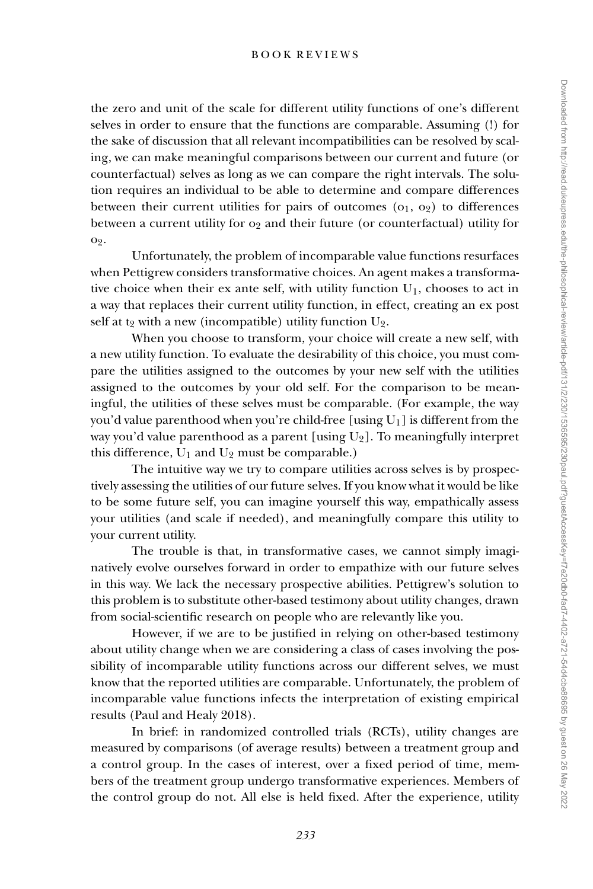the zero and unit of the scale for different utility functions of one's different selves in order to ensure that the functions are comparable. Assuming (!) for the sake of discussion that all relevant incompatibilities can be resolved by scaling, we can make meaningful comparisons between our current and future (or counterfactual) selves as long as we can compare the right intervals. The solution requires an individual to be able to determine and compare differences between their current utilities for pairs of outcomes ($o_1$, $o_2$) to differences between a current utility for $o_2$ and their future (or counterfactual) utility for $o_2$.

Unfortunately, the problem of incomparable value functions resurfaces when Pettigrew considers transformative choices. An agent makes a transformative choice when their ex ante self, with utility function $U_1$, chooses to act in a way that replaces their current utility function, in effect, creating an ex post self at $t_2$ with a new (incompatible) utility function $U_2$.

When you choose to transform, your choice will create a new self, with a new utility function. To evaluate the desirability of this choice, you must compare the utilities assigned to the outcomes by your new self with the utilities assigned to the outcomes by your old self. For the comparison to be meaningful, the utilities of these selves must be comparable. (For example, the way you'd value parenthood when you're child-free [using $U_1$] is different from the way you'd value parenthood as a parent [using $U_2$]. To meaningfully interpret this difference, $U_1$ and $U_2$ must be comparable.)

The intuitive way we try to compare utilities across selves is by prospectively assessing the utilities of our future selves. If you know what it would be like to be some future self, you can imagine yourself this way, empathically assess your utilities (and scale if needed), and meaningfully compare this utility to your current utility.

The trouble is that, in transformative cases, we cannot simply imaginatively evolve ourselves forward in order to empathize with our future selves in this way. We lack the necessary prospective abilities. Pettigrew's solution to this problem is to substitute other-based testimony about utility changes, drawn from social-scientific research on people who are relevantly like you.

However, if we are to be justified in relying on other-based testimony about utility change when we are considering a class of cases involving the possibility of incomparable utility functions across our different selves, we must know that the reported utilities are comparable. Unfortunately, the problem of incomparable value functions infects the interpretation of existing empirical results (Paul and Healy 2018).

In brief: in randomized controlled trials (RCTs), utility changes are measured by comparisons (of average results) between a treatment group and a control group. In the cases of interest, over a fixed period of time, members of the treatment group undergo transformative experiences. Members of the control group do not. All else is held fixed. After the experience, utility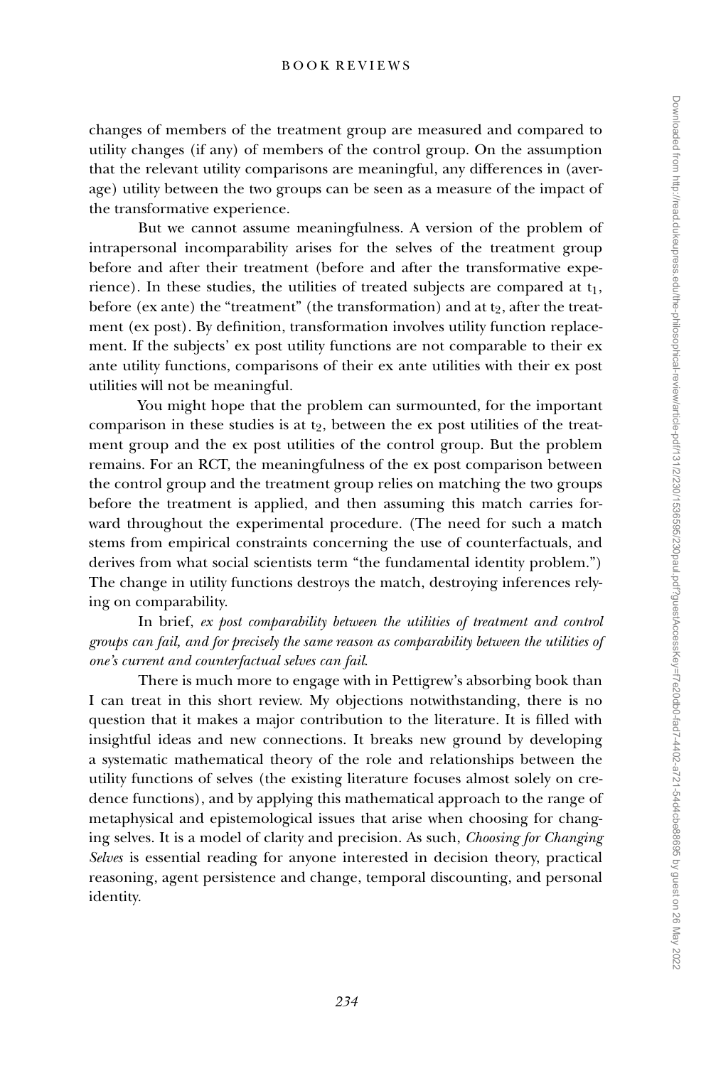changes of members of the treatment group are measured and compared to utility changes (if any) of members of the control group. On the assumption that the relevant utility comparisons are meaningful, any differences in (average) utility between the two groups can be seen as a measure of the impact of the transformative experience.

But we cannot assume meaningfulness. A version of the problem of intrapersonal incomparability arises for the selves of the treatment group before and after their treatment (before and after the transformative experience). In these studies, the utilities of treated subjects are compared at $t_1$, before (ex ante) the "treatment" (the transformation) and at $t_2$, after the treatment (ex post). By definition, transformation involves utility function replacement. If the subjects' ex post utility functions are not comparable to their ex ante utility functions, comparisons of their ex ante utilities with their ex post utilities will not be meaningful.

You might hope that the problem can surmounted, for the important comparison in these studies is at $t_2$, between the ex post utilities of the treatment group and the ex post utilities of the control group. But the problem remains. For an RCT, the meaningfulness of the ex post comparison between the control group and the treatment group relies on matching the two groups before the treatment is applied, and then assuming this match carries forward throughout the experimental procedure. (The need for such a match stems from empirical constraints concerning the use of counterfactuals, and derives from what social scientists term "the fundamental identity problem.") The change in utility functions destroys the match, destroying inferences relying on comparability.

In brief, *ex post comparability between the utilities of treatment and control groups can fail, and for precisely the same reason as comparability between the utilities of one's current and counterfactual selves can fail.*

There is much more to engage with in Pettigrew's absorbing book than I can treat in this short review. My objections notwithstanding, there is no question that it makes a major contribution to the literature. It is filled with insightful ideas and new connections. It breaks new ground by developing a systematic mathematical theory of the role and relationships between the utility functions of selves (the existing literature focuses almost solely on credence functions), and by applying this mathematical approach to the range of metaphysical and epistemological issues that arise when choosing for changing selves. It is a model of clarity and precision. As such, *Choosing for Changing Selves* is essential reading for anyone interested in decision theory, practical reasoning, agent persistence and change, temporal discounting, and personal identity.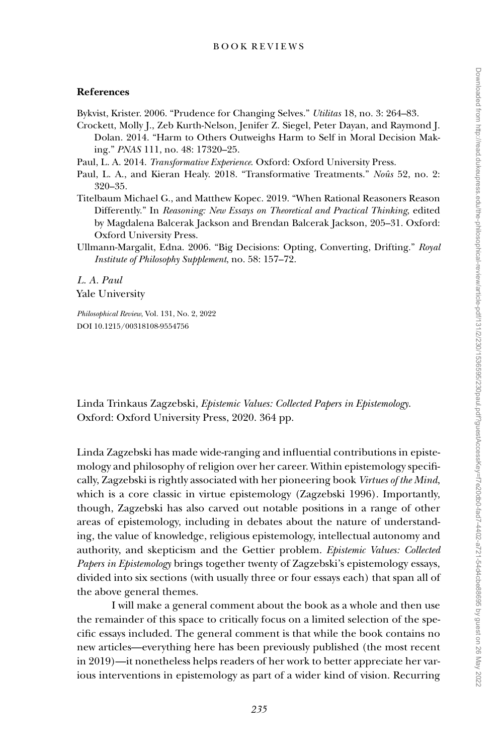### References

Bykvist, Krister. 2006. "Prudence for Changing Selves." *Utilitas* 18, no. 3: 264–83.

Crockett, Molly J., Zeb Kurth-Nelson, Jenifer Z. Siegel, Peter Dayan, and Raymond J. Dolan. 2014. "Harm to Others Outweighs Harm to Self in Moral Decision Making." *PNAS* 111, no. 48: 17320–25.

Paul, L. A. 2014. *Transformative Experience*. Oxford: Oxford University Press.

Paul, L. A., and Kieran Healy. 2018. "Transformative Treatments." *Noûs* 52, no. 2: 320–35.

Titelbaum Michael G., and Matthew Kopec. 2019. "When Rational Reasoners Reason Differently." In *Reasoning: New Essays on Theoretical and Practical Thinking*, edited by Magdalena Balcerak Jackson and Brendan Balcerak Jackson, 205–31. Oxford: Oxford University Press.

Ullmann-Margalit, Edna. 2006. "Big Decisions: Opting, Converting, Drifting." *Royal Institute of Philosophy Supplement*, no. 58: 157–72.

*L. A. Paul*
Yale University

*Philosophical Review*, Vol. 131, No. 2, 2022
DOI 10.1215/00318108-9554756

Linda Trinkaus Zagzebski, *Epistemic Values: Collected Papers in Epistemology*. Oxford: Oxford University Press, 2020. 364 pp.

Linda Zagzebski has made wide-ranging and influential contributions in epistemology and philosophy of religion over her career. Within epistemology specifically, Zagzebski is rightly associated with her pioneering book *Virtues of the Mind*, which is a core classic in virtue epistemology (Zagzebski 1996). Importantly, though, Zagzebski has also carved out notable positions in a range of other areas of epistemology, including in debates about the nature of understanding, the value of knowledge, religious epistemology, intellectual autonomy and authority, and skepticism and the Gettier problem. *Epistemic Values: Collected Papers in Epistemology* brings together twenty of Zagzebski's epistemology essays, divided into six sections (with usually three or four essays each) that span all of the above general themes.

I will make a general comment about the book as a whole and then use the remainder of this space to critically focus on a limited selection of the specific essays included. The general comment is that while the book contains no new articles—everything here has been previously published (the most recent in 2019)—it nonetheless helps readers of her work to better appreciate her various interventions in epistemology as part of a wider kind of vision. Recurring